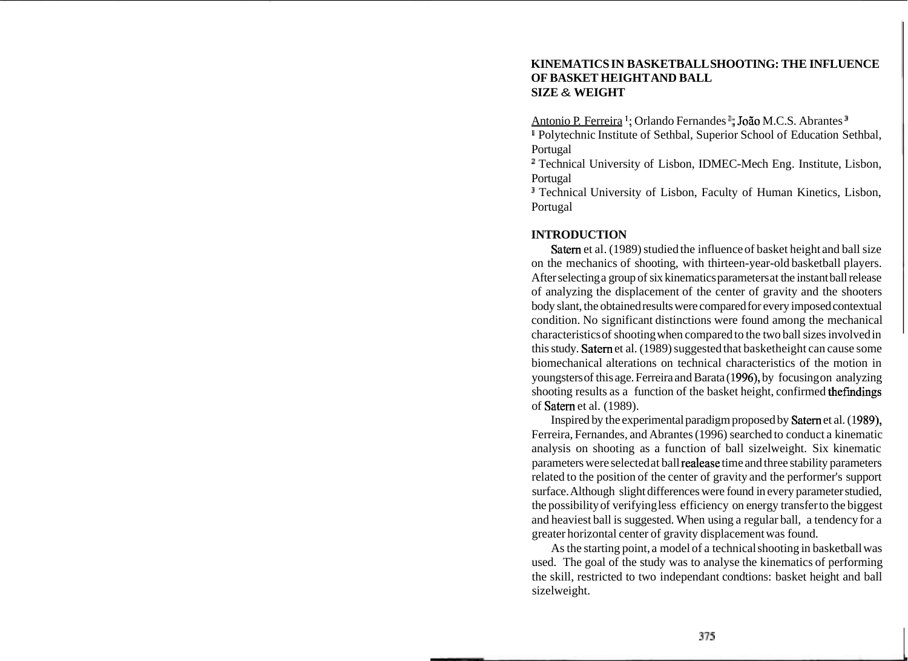# KINEMATICS IN BASKETBALL SHOOTING: THE INFLUENCE OF BASKET HEIGHT AND BALL SIZE & WEIGHT

Antonio P. Ferreira [1]; Orlando Fernandes [2]; João M.C.S. Abrantes [3]

[1] Polytechnic Institute of Sethbal, Superior School of Education Sethbal, Portugal

[2] Technical University of Lisbon, IDMEC-Mech Eng. Institute, Lisbon, Portugal

[3] Technical University of Lisbon, Faculty of Human Kinetics, Lisbon, Portugal

## INTRODUCTION

Satern et al. (1989) studied the influence of basket height and ball size on the mechanics of shooting, with thirteen-year-old basketball players. After selecting a group of six kinematics parameters at the instant ball release of analyzing the displacement of the center of gravity and the shooters body slant, the obtained results were compared for every imposed contextual condition. No significant distinctions were found among the mechanical characteristics of shooting when compared to the two ball sizes involved in this study. Satern et al. (1989) suggested that basketheight can cause some biomechanical alterations on technical characteristics of the motion in youngsters of this age. Ferreira and Barata (1996), by focusing on analyzing shooting results as a function of the basket height, confirmed the findings of Satern et al. (1989).

Inspired by the experimental paradigm proposed by Satern et al. (1989), Ferreira, Fernandes, and Abrantes (1996) searched to conduct a kinematic analysis on shooting as a function of ball sizelweight. Six kinematic parameters were selected at ball realease time and three stability parameters related to the position of the center of gravity and the performer's support surface. Although slight differences were found in every parameter studied, the possibility of verifying less efficiency on energy transfer to the biggest and heaviest ball is suggested. When using a regular ball, a tendency for a greater horizontal center of gravity displacement was found.

As the starting point, a model of a technical shooting in basketball was used. The goal of the study was to analyse the kinematics of performing the skill, restricted to two independant condtions: basket height and ball sizelweight.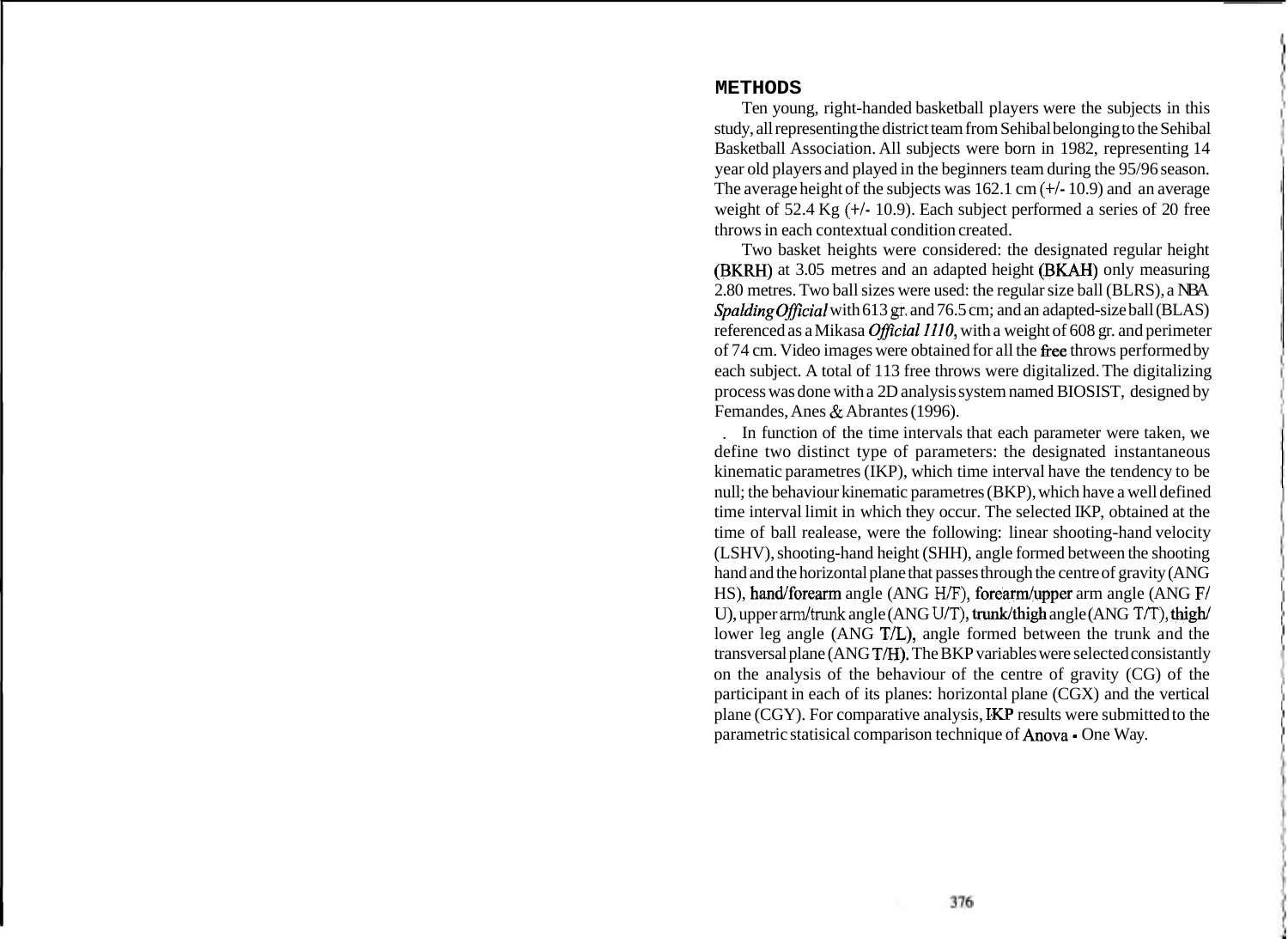## METHODS

Ten young, right-handed basketball players were the subjects in this study, all representing the district team from Sehibal belonging to the Sehibal Basketball Association. All subjects were born in 1982, representing 14 year old players and played in the beginners team during the 95/96 season. The average height of the subjects was 162.1 cm (+/- 10.9) and an average weight of 52.4 Kg (+/- 10.9). Each subject performed a series of 20 free throws in each contextual condition created.

Two basket heights were considered: the designated regular height (BKRH) at 3.05 metres and an adapted height (BKAH) only measuring 2.80 metres. Two ball sizes were used: the regular size ball (BLRS), a NBA *Spalding Official* with 613 gr. and 76.5 cm; and an adapted-size ball (BLAS) referenced as a Mikasa *Official 1110*, with a weight of 608 gr. and perimeter of 74 cm. Video images were obtained for all the free throws performed by each subject. A total of 113 free throws were digitalized. The digitalizing process was done with a 2D analysis system named BIOSIST, designed by Femandes, Anes & Abrantes (1996).

In function of the time intervals that each parameter were taken, we define two distinct type of parameters: the designated instantaneous kinematic parametres (IKP), which time interval have the tendency to be null; the behaviour kinematic parametres (BKP), which have a well defined time interval limit in which they occur. The selected IKP, obtained at the time of ball realease, were the following: linear shooting-hand velocity (LSHV), shooting-hand height (SHH), angle formed between the shooting hand and the horizontal plane that passes through the centre of gravity (ANG HS), hand/forearm angle (ANG H/F), forearm/upper arm angle (ANG F/U), upper arm/trunk angle (ANG U/T), trunk/thigh angle (ANG T/T), thigh/lower leg angle (ANG T/L), angle formed between the trunk and the transversal plane (ANG T/H). The BKP variables were selected consistantly on the analysis of the behaviour of the centre of gravity (CG) of the participant in each of its planes: horizontal plane (CGX) and the vertical plane (CGY). For comparative analysis, IKP results were submitted to the parametric statisical comparison technique of Anova - One Way.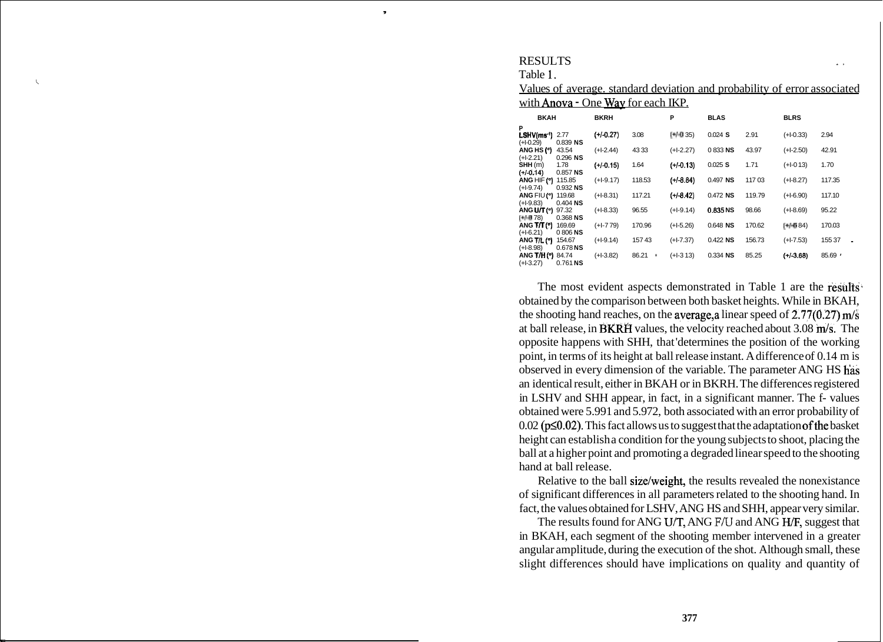## RESULTS

Table 1.

Values of average. standard deviation and probability of error associated with Anova - One Way for each IKP.

| | BKAH | BKRH | P | BLAS | BLRS | P |
|---|---|---|---|---|---|---|
| **LSHV** ($ms^{-1}$) | 2.77 (+/-0.27) | 3.08 (+/-0.35) | 0.024 **S** | 2.91 (+/-0.33) | 2.94 (+/-0.29) | 0.839 **NS** |
| **ANG HS** (°) | 43.54 (+/-2.44) | 43.33 (+/-2.27) | 0.833 **NS** | 43.97 (+/-2.50) | 42.91 (+/-2.21) | 0.296 **NS** |
| **SHH** (m) | 1.78 (+/-0.15) | 1.64 (+/-0.13) | 0.025 **S** | 1.71 (+/-0.13) | 1.70 (+/-0.14) | 0.857 **NS** |
| **ANG H/F** (°) | 115.85 (+/-9.17) | 118.53 (+/-8.84) | 0.497 **NS** | 117.03 (+/-8.27) | 117.35 (+/-9.74) | 0.932 **NS** |
| **ANG F/U** (°) | 119.68 (+/-8.31) | 117.21 (+/-8.42) | 0.472 **NS** | 119.79 (+/-6.90) | 117.10 (+/-9.83) | 0.404 **NS** |
| **ANG U/T** (°) | 97.32 (+/-8.33) | 96.55 (+/-9.14) | 0.835 **NS** | 98.66 (+/-8.69) | 95.22 (+/-9.78) | 0.368 **NS** |
| **ANG T/T** (°) | 169.69 (+/-7.79) | 170.96 (+/-5.26) | 0.648 **NS** | 170.62 (+/-6.84) | 170.03 (+/-6.21) | 0.806 **NS** |
| **ANG T/L** (°) | 154.67 (+/-9.14) | 157.43 (+/-7.37) | 0.422 **NS** | 156.73 (+/-7.53) | 155.37 (+/-8.98) | 0.678 **NS** |
| **ANG T/H** (°) | 84.74 (+/-3.82) | 86.21 (+/-3.13) | 0.334 **NS** | 85.25 (+/-3.68) | 85.69 (+/-3.27) | 0.761 **NS** |

The most evident aspects demonstrated in Table 1 are the results obtained by the comparison between both basket heights. While in BKAH, the shooting hand reaches, on the average, a linear speed of 2.77(0.27) m/s at ball release, in BKRH values, the velocity reached about 3.08 m/s. The opposite happens with SHH, that determines the position of the working point, in terms of its height at ball release instant. A difference of 0.14 m is observed in every dimension of the variable. The parameter ANG HS has an identical result, either in BKAH or in BKRH. The differences registered in LSHV and SHH appear, in fact, in a significant manner. The f- values obtained were 5.991 and 5.972, both associated with an error probability of 0.02 ($p \leq 0.02$). This fact allows us to suggest that the adaptation of the basket height can establish a condition for the young subjects to shoot, placing the ball at a higher point and promoting a degraded linear speed to the shooting hand at ball release.

Relative to the ball size/weight, the results revealed the nonexistance of significant differences in all parameters related to the shooting hand. In fact, the values obtained for LSHV, ANG HS and SHH, appear very similar.

The results found for ANG U/T, ANG F/U and ANG H/F, suggest that in BKAH, each segment of the shooting member intervened in a greater angular amplitude, during the execution of the shot. Although small, these slight differences should have implications on quality and quantity of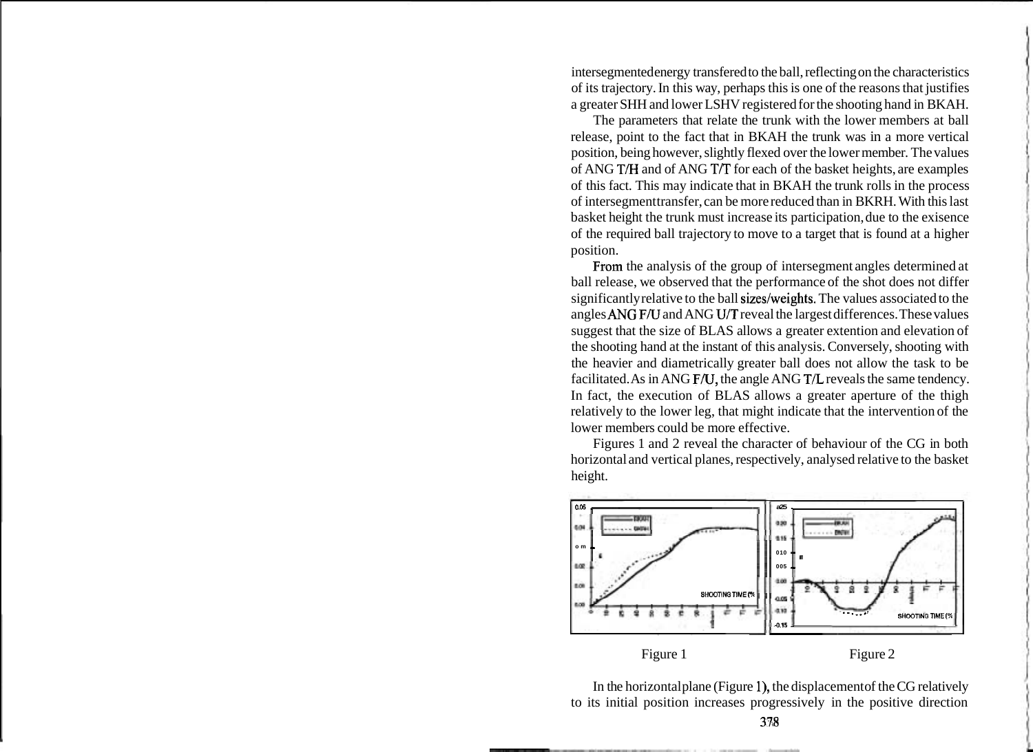intersegmented energy transfered to the ball, reflecting on the characteristics of its trajectory. In this way, perhaps this is one of the reasons that justifies a greater SHH and lower LSHV registered for the shooting hand in BKAH.

The parameters that relate the trunk with the lower members at ball release, point to the fact that in BKAH the trunk was in a more vertical position, being however, slightly flexed over the lower member. The values of ANG T/H and of ANG T/T for each of the basket heights, are examples of this fact. This may indicate that in BKAH the trunk rolls in the process of intersegment transfer, can be more reduced than in BKRH. With this last basket height the trunk must increase its participation, due to the exisence of the required ball trajectory to move to a target that is found at a higher position.

From the analysis of the group of intersegment angles determined at ball release, we observed that the performance of the shot does not differ significantly relative to the ball sizes/weights. The values associated to the angles ANG F/U and ANG U/T reveal the largest differences. These values suggest that the size of BLAS allows a greater extention and elevation of the shooting hand at the instant of this analysis. Conversely, shooting with the heavier and diametrically greater ball does not allow the task to be facilitated. As in ANG F/U, the angle ANG T/L reveals the same tendency. In fact, the execution of BLAS allows a greater aperture of the thigh relatively to the lower leg, that might indicate that the intervention of the lower members could be more effective.

Figures 1 and 2 reveal the character of behaviour of the CG in both horizontal and vertical planes, respectively, analysed relative to the basket height.

Figure 1

Figure 2

In the horizontal plane (Figure 1), the displacement of the CG relatively to its initial position increases progressively in the positive direction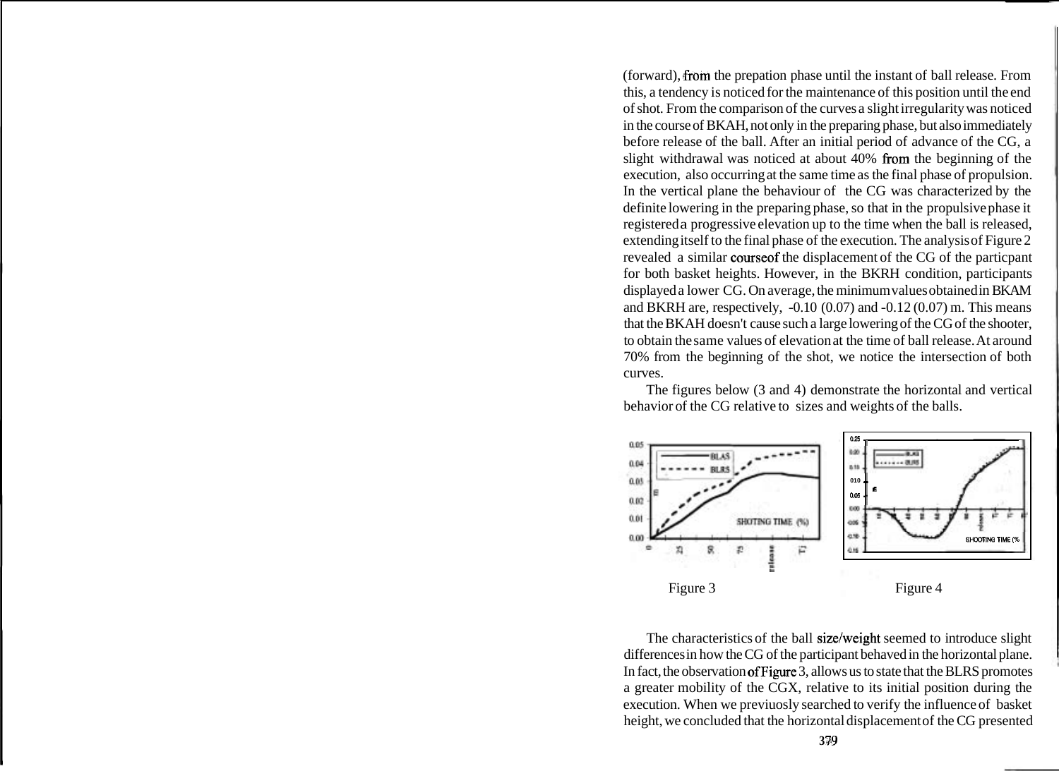(forward), from the prepation phase until the instant of ball release. From this, a tendency is noticed for the maintenance of this position until the end of shot. From the comparison of the curves a slight irregularity was noticed in the course of BKAH, not only in the preparing phase, but also immediately before release of the ball. After an initial period of advance of the CG, a slight withdrawal was noticed at about 40% from the beginning of the execution, also occurring at the same time as the final phase of propulsion. In the vertical plane the behaviour of the CG was characterized by the definite lowering in the preparing phase, so that in the propulsive phase it registered a progressive elevation up to the time when the ball is released, extending itself to the final phase of the execution. The analysis of Figure 2 revealed a similar courseof the displacement of the CG of the particpant for both basket heights. However, in the BKRH condition, participants displayed a lower CG. On average, the minimum values obtained in BKAM and BKRH are, respectively, -0.10 (0.07) and -0.12 (0.07) m. This means that the BKAH doesn't cause such a large lowering of the CG of the shooter, to obtain the same values of elevation at the time of ball release. At around 70% from the beginning of the shot, we notice the intersection of both curves.

The figures below (3 and 4) demonstrate the horizontal and vertical behavior of the CG relative to sizes and weights of the balls.

Figure 3

Figure 4

The characteristics of the ball size/weight seemed to introduce slight differences in how the CG of the participant behaved in the horizontal plane. In fact, the observation of Figure 3, allows us to state that the BLRS promotes a greater mobility of the CGX, relative to its initial position during the execution. When we previuosly searched to verify the influence of basket height, we concluded that the horizontal displacement of the CG presented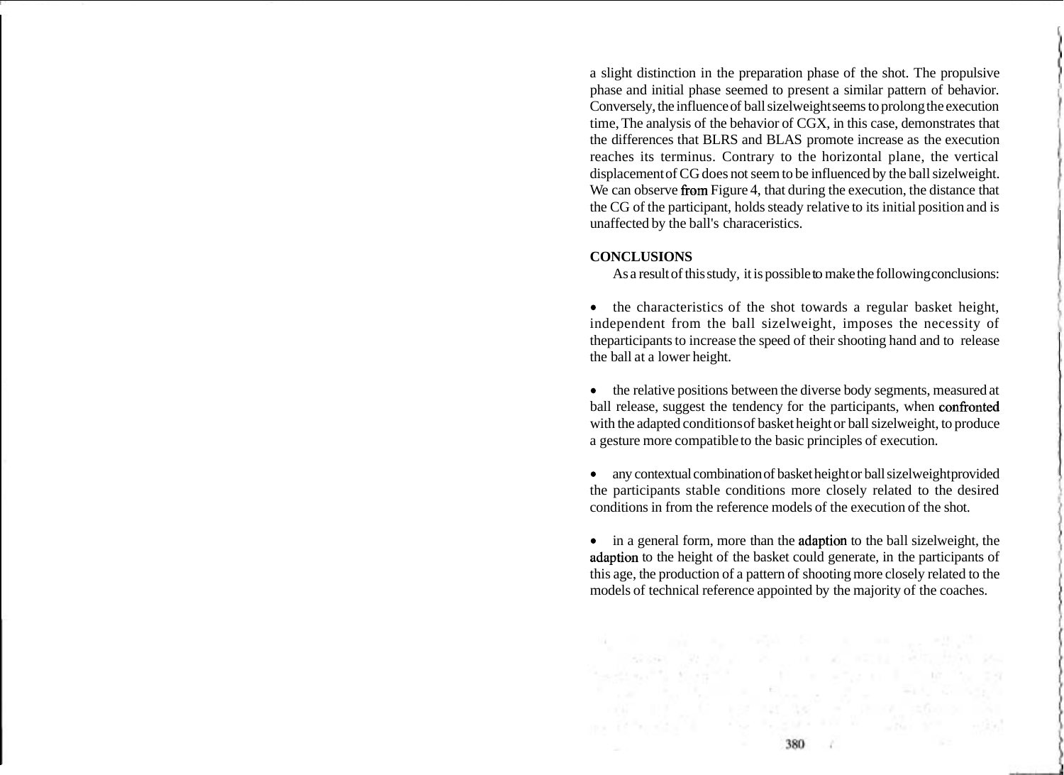a slight distinction in the preparation phase of the shot. The propulsive phase and initial phase seemed to present a similar pattern of behavior. Conversely, the influence of ball sizelweight seems to prolong the execution time, The analysis of the behavior of CGX, in this case, demonstrates that the differences that BLRS and BLAS promote increase as the execution reaches its terminus. Contrary to the horizontal plane, the vertical displacement of CG does not seem to be influenced by the ball sizelweight. We can observe from Figure 4, that during the execution, the distance that the CG of the participant, holds steady relative to its initial position and is unaffected by the ball's characeristics.

**CONCLUSIONS**

As a result of this study, it is possible to make the following conclusions:

- the characteristics of the shot towards a regular basket height, independent from the ball sizelweight, imposes the necessity of theparticipants to increase the speed of their shooting hand and to release the ball at a lower height.

- the relative positions between the diverse body segments, measured at ball release, suggest the tendency for the participants, when confronted with the adapted conditions of basket height or ball sizelweight, to produce a gesture more compatible to the basic principles of execution.

- any contextual combination of basket height or ball sizelweight provided the participants stable conditions more closely related to the desired conditions in from the reference models of the execution of the shot.

- in a general form, more than the adaption to the ball sizelweight, the adaption to the height of the basket could generate, in the participants of this age, the production of a pattern of shooting more closely related to the models of technical reference appointed by the majority of the coaches.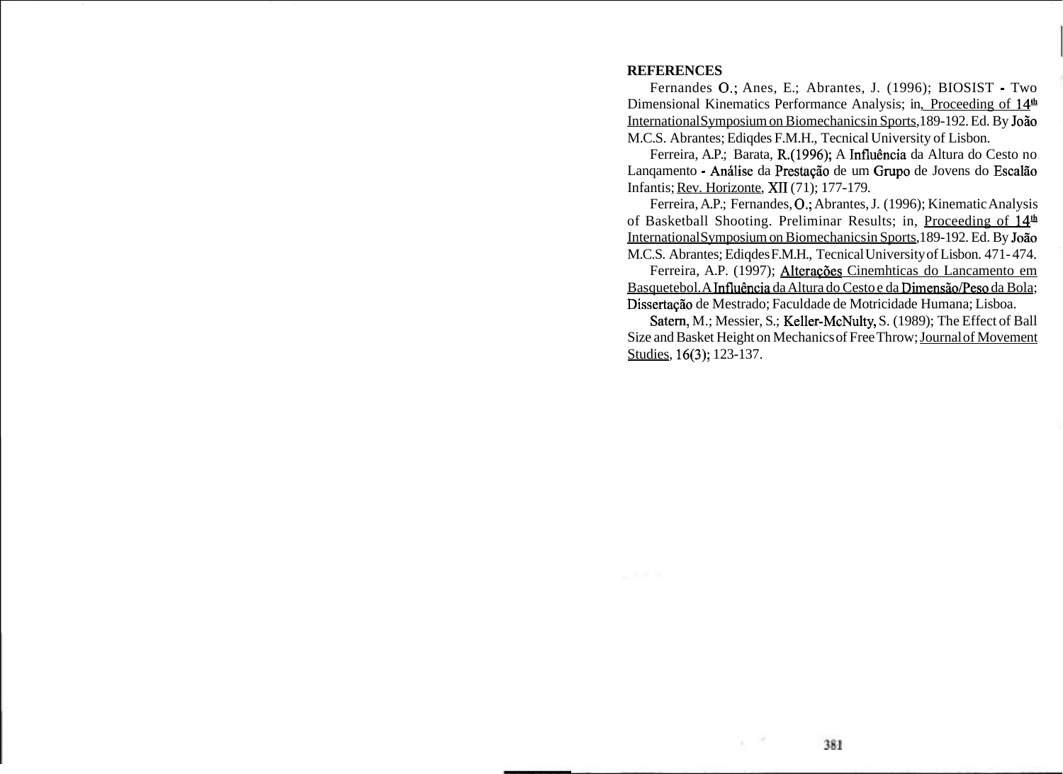**REFERENCES**

Fernandes O.; Anes, E.; Abrantes, J. (1996); BIOSIST - Two Dimensional Kinematics Performance Analysis; in, Proceeding of 14th International Symposium on Biomechanics in Sports, 189-192. Ed. By João M.C.S. Abrantes; Ediqdes F.M.H., Tecnical University of Lisbon.

Ferreira, A.P.; Barata, R.(1996); A Influência da Altura do Cesto no Lanqamento - Análise da Prestação de um Grupo de Jovens do Escalão Infantis; Rev. Horizonte, XII (71); 177-179.

Ferreira, A.P.; Fernandes, O.; Abrantes, J. (1996); Kinematic Analysis of Basketball Shooting. Preliminar Results; in, Proceeding of 14th International Symposium on Biomechanics in Sports, 189-192. Ed. By João M.C.S. Abrantes; Ediqdes F.M.H., Tecnical University of Lisbon. 471-474.

Ferreira, A.P. (1997); Alterações Cinemhticas do Lancamento em Basquetebol. A Influência da Altura do Cesto e da Dimensão/Peso da Bola; Dissertação de Mestrado; Faculdade de Motricidade Humana; Lisboa.

Satern, M.; Messier, S.; Keller-McNulty, S. (1989); The Effect of Ball Size and Basket Height on Mechanics of Free Throw; Journal of Movement Studies, 16(3); 123-137.